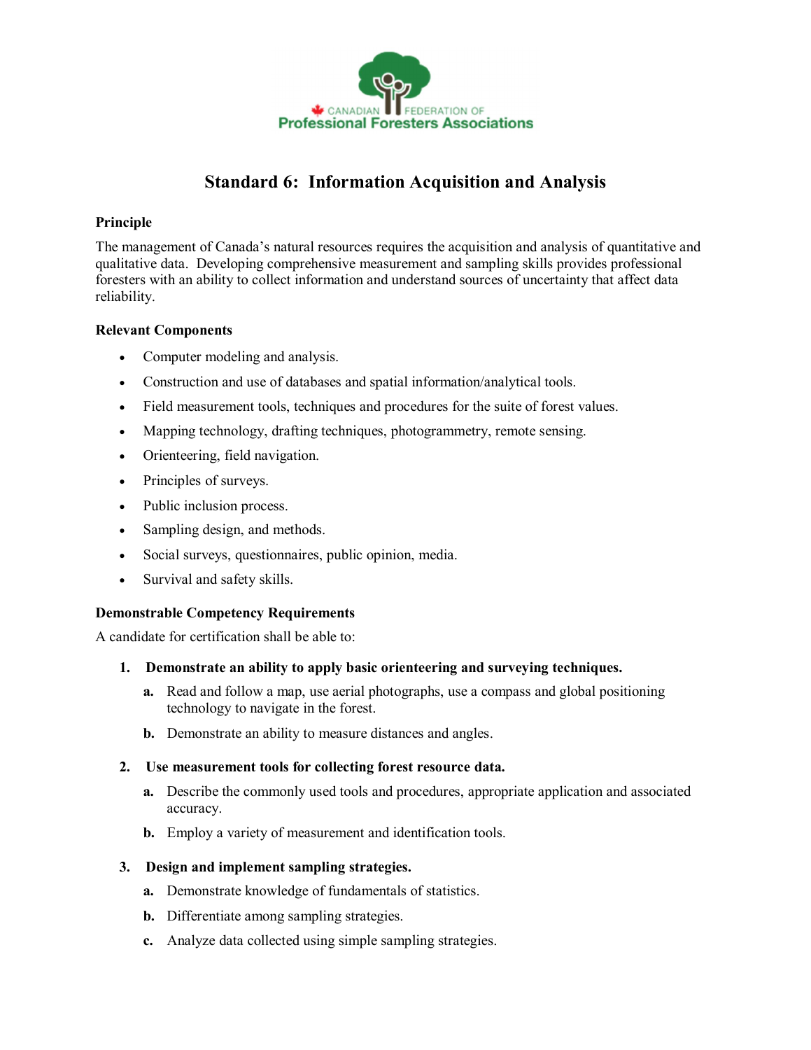# Standard 6: Information Acquisition and Analysis

**Principle**

The management of Canada's natural resources requires the acquisition and analysis of quantitative and qualitative data. Developing comprehensive measurement and sampling skills provides professional foresters with an ability to collect information and understand sources of uncertainty that affect data reliability.

**Relevant Components**

- Computer modeling and analysis.
- Construction and use of databases and spatial information/analytical tools.
- Field measurement tools, techniques and procedures for the suite of forest values.
- Mapping technology, drafting techniques, photogrammetry, remote sensing.
- Orienteering, field navigation.
- Principles of surveys.
- Public inclusion process.
- Sampling design, and methods.
- Social surveys, questionnaires, public opinion, media.
- Survival and safety skills.

**Demonstrable Competency Requirements**

A candidate for certification shall be able to:

1. **Demonstrate an ability to apply basic orienteering and surveying techniques.**
   - **a.** Read and follow a map, use aerial photographs, use a compass and global positioning technology to navigate in the forest.
   - **b.** Demonstrate an ability to measure distances and angles.

2. **Use measurement tools for collecting forest resource data.**
   - **a.** Describe the commonly used tools and procedures, appropriate application and associated accuracy.
   - **b.** Employ a variety of measurement and identification tools.

3. **Design and implement sampling strategies.**
   - **a.** Demonstrate knowledge of fundamentals of statistics.
   - **b.** Differentiate among sampling strategies.
   - **c.** Analyze data collected using simple sampling strategies.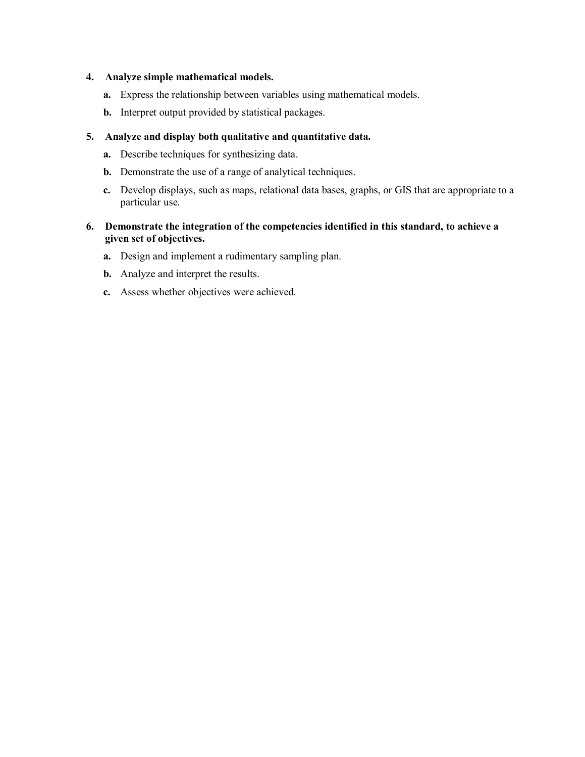4. **Analyze simple mathematical models.**
   - **a.** Express the relationship between variables using mathematical models.
   - **b.** Interpret output provided by statistical packages.

5. **Analyze and display both qualitative and quantitative data.**
   - **a.** Describe techniques for synthesizing data.
   - **b.** Demonstrate the use of a range of analytical techniques.
   - **c.** Develop displays, such as maps, relational data bases, graphs, or GIS that are appropriate to a particular use.

6. **Demonstrate the integration of the competencies identified in this standard, to achieve a given set of objectives.**
   - **a.** Design and implement a rudimentary sampling plan.
   - **b.** Analyze and interpret the results.
   - **c.** Assess whether objectives were achieved.